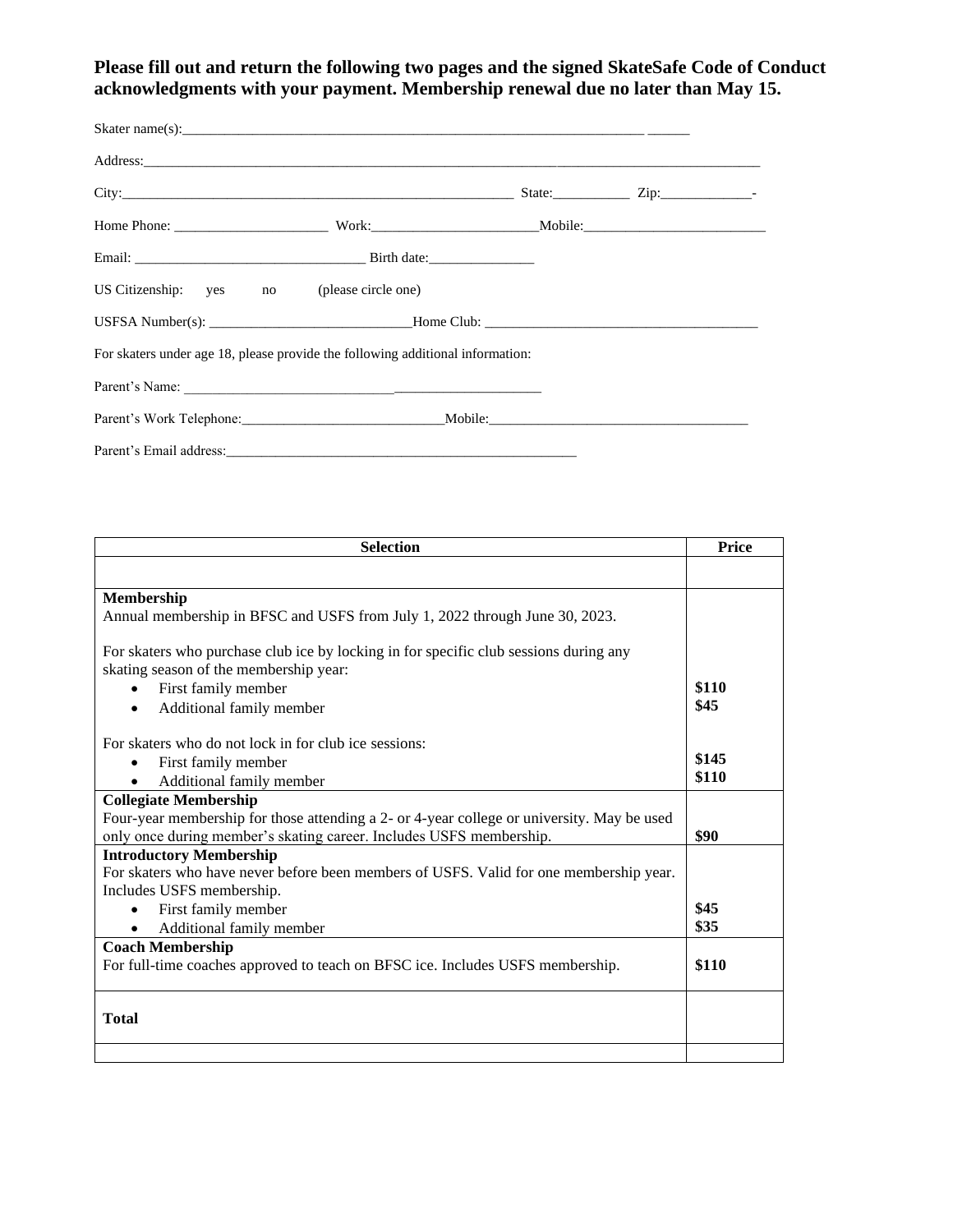**Please fill out and return the following two pages and the signed SkateSafe Code of Conduct acknowledgments with your payment. Membership renewal due no later than May 15.**

Skater name(s):_______________________________________________________________ ______

Address:_______________________________________________________________________________

City:_______________________________________________________ State:__________ Zip:____________-

Home Phone: _____________________ Work:______________________Mobile:________________________

Email: ________________________________ Birth date:______________

US Citizenship: yes no (please circle one)

USFSA Number(s): ____________________________Home Club: _____________________________________

For skaters under age 18, please provide the following additional information:

Parent's Name: ______________________________________________________

Parent's Work Telephone:____________________________Mobile:___________________________________

Parent's Email address:___________________________________________________

| Selection | Price |
| --- | --- |
| | |
| **Membership**<br>Annual membership in BFSC and USFS from July 1, 2022 through June 30, 2023.<br><br>For skaters who purchase club ice by locking in for specific club sessions during any skating season of the membership year:<br>• First family member<br>• Additional family member<br><br>For skaters who do not lock in for club ice sessions:<br>• First family member<br>• Additional family member | <br><br><br><br><br>**$110**<br>**$45**<br><br><br>**$145**<br>**$110** |
| **Collegiate Membership**<br>Four-year membership for those attending a 2- or 4-year college or university. May be used only once during member's skating career. Includes USFS membership. | **$90** |
| **Introductory Membership**<br>For skaters who have never before been members of USFS. Valid for one membership year. Includes USFS membership.<br>• First family member<br>• Additional family member | <br><br><br>**$45**<br>**$35** |
| **Coach Membership**<br>For full-time coaches approved to teach on BFSC ice. Includes USFS membership. | **$110** |
| **Total** | |
| | |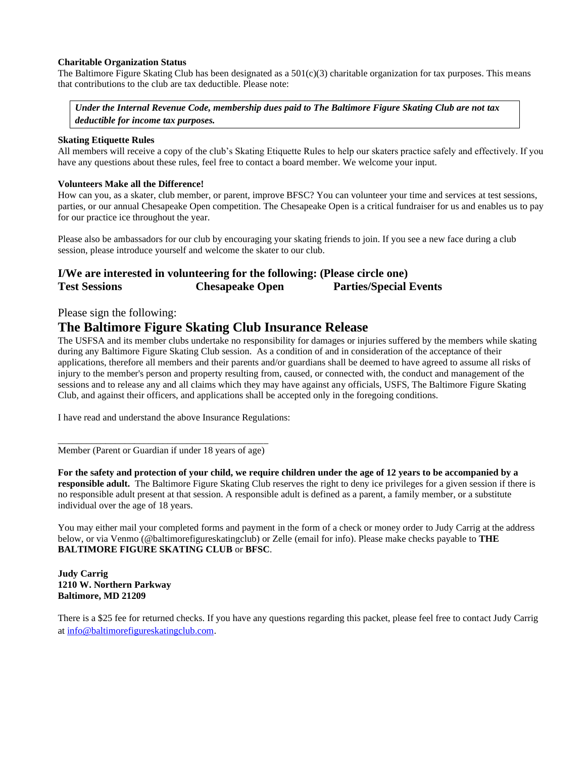**Charitable Organization Status**

The Baltimore Figure Skating Club has been designated as a 501(c)(3) charitable organization for tax purposes. This means that contributions to the club are tax deductible. Please note:

> ***Under the Internal Revenue Code, membership dues paid to The Baltimore Figure Skating Club are not tax deductible for income tax purposes.***

**Skating Etiquette Rules**

All members will receive a copy of the club's Skating Etiquette Rules to help our skaters practice safely and effectively. If you have any questions about these rules, feel free to contact a board member. We welcome your input.

**Volunteers Make all the Difference!**

How can you, as a skater, club member, or parent, improve BFSC? You can volunteer your time and services at test sessions, parties, or our annual Chesapeake Open competition. The Chesapeake Open is a critical fundraiser for us and enables us to pay for our practice ice throughout the year.

Please also be ambassadors for our club by encouraging your skating friends to join. If you see a new face during a club session, please introduce yourself and welcome the skater to our club.

### I/We are interested in volunteering for the following: (Please circle one)

**Test Sessions** **Chesapeake Open** **Parties/Special Events**

Please sign the following:

## The Baltimore Figure Skating Club Insurance Release

The USFSA and its member clubs undertake no responsibility for damages or injuries suffered by the members while skating during any Baltimore Figure Skating Club session. As a condition of and in consideration of the acceptance of their applications, therefore all members and their parents and/or guardians shall be deemed to have agreed to assume all risks of injury to the member's person and property resulting from, caused, or connected with, the conduct and management of the sessions and to release any and all claims which they may have against any officials, USFS, The Baltimore Figure Skating Club, and against their officers, and applications shall be accepted only in the foregoing conditions.

I have read and understand the above Insurance Regulations:

\_\_\_\_\_\_\_\_\_\_\_\_\_\_\_\_\_\_\_\_\_\_\_\_\_\_\_\_\_\_\_\_\_\_\_\_\_\_\_\_\_\_\_\_

Member (Parent or Guardian if under 18 years of age)

**For the safety and protection of your child, we require children under the age of 12 years to be accompanied by a responsible adult.** The Baltimore Figure Skating Club reserves the right to deny ice privileges for a given session if there is no responsible adult present at that session. A responsible adult is defined as a parent, a family member, or a substitute individual over the age of 18 years.

You may either mail your completed forms and payment in the form of a check or money order to Judy Carrig at the address below, or via Venmo (@baltimorefigureskatingclub) or Zelle (email for info). Please make checks payable to **THE BALTIMORE FIGURE SKATING CLUB** or **BFSC**.

**Judy Carrig**
**1210 W. Northern Parkway**
**Baltimore, MD 21209**

There is a $25 fee for returned checks. If you have any questions regarding this packet, please feel free to contact Judy Carrig at info@baltimorefigureskatingclub.com.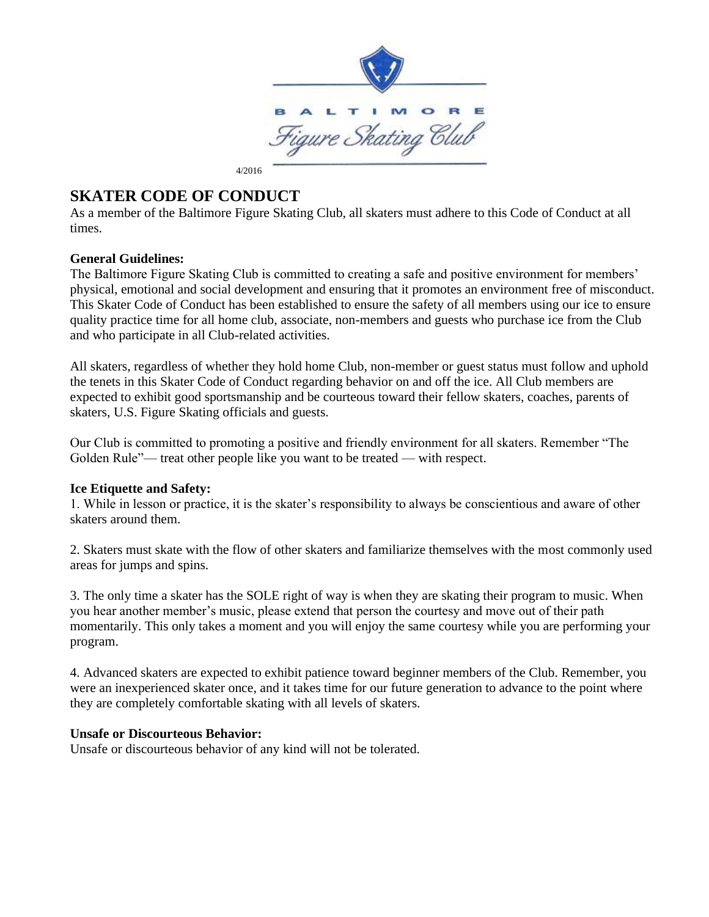BALTIMORE

Figure Skating Club

4/2016

# SKATER CODE OF CONDUCT

As a member of the Baltimore Figure Skating Club, all skaters must adhere to this Code of Conduct at all times.

**General Guidelines:**

The Baltimore Figure Skating Club is committed to creating a safe and positive environment for members' physical, emotional and social development and ensuring that it promotes an environment free of misconduct. This Skater Code of Conduct has been established to ensure the safety of all members using our ice to ensure quality practice time for all home club, associate, non-members and guests who purchase ice from the Club and who participate in all Club-related activities.

All skaters, regardless of whether they hold home Club, non-member or guest status must follow and uphold the tenets in this Skater Code of Conduct regarding behavior on and off the ice. All Club members are expected to exhibit good sportsmanship and be courteous toward their fellow skaters, coaches, parents of skaters, U.S. Figure Skating officials and guests.

Our Club is committed to promoting a positive and friendly environment for all skaters. Remember "The Golden Rule"— treat other people like you want to be treated — with respect.

**Ice Etiquette and Safety:**

1. While in lesson or practice, it is the skater's responsibility to always be conscientious and aware of other skaters around them.

2. Skaters must skate with the flow of other skaters and familiarize themselves with the most commonly used areas for jumps and spins.

3. The only time a skater has the SOLE right of way is when they are skating their program to music. When you hear another member's music, please extend that person the courtesy and move out of their path momentarily. This only takes a moment and you will enjoy the same courtesy while you are performing your program.

4. Advanced skaters are expected to exhibit patience toward beginner members of the Club. Remember, you were an inexperienced skater once, and it takes time for our future generation to advance to the point where they are completely comfortable skating with all levels of skaters.

**Unsafe or Discourteous Behavior:**

Unsafe or discourteous behavior of any kind will not be tolerated.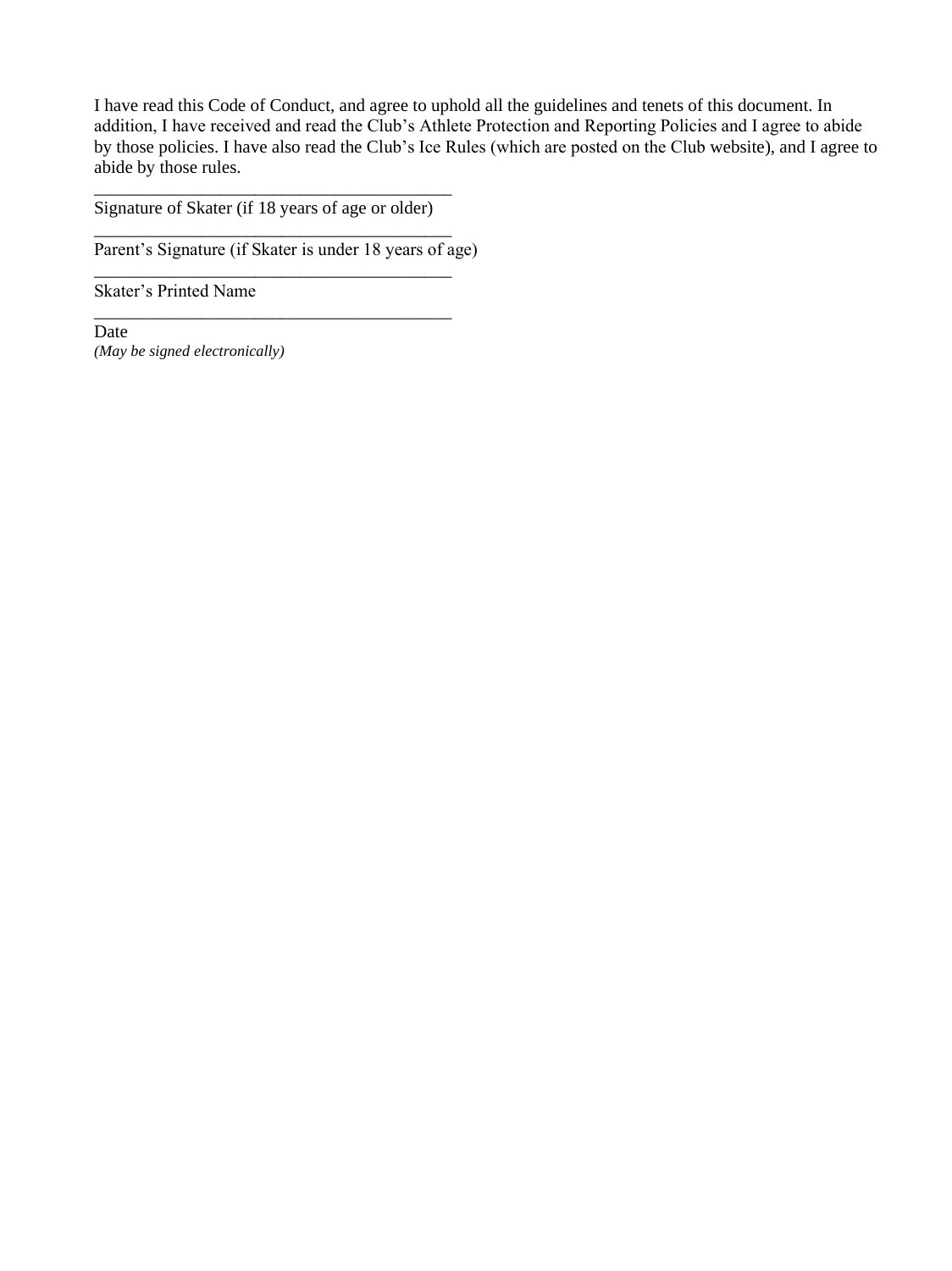I have read this Code of Conduct, and agree to uphold all the guidelines and tenets of this document. In addition, I have received and read the Club's Athlete Protection and Reporting Policies and I agree to abide by those policies. I have also read the Club's Ice Rules (which are posted on the Club website), and I agree to abide by those rules.

_________________________________________

Signature of Skater (if 18 years of age or older)

_________________________________________

Parent's Signature (if Skater is under 18 years of age)

_________________________________________

Skater's Printed Name

_________________________________________

Date

*(May be signed electronically)*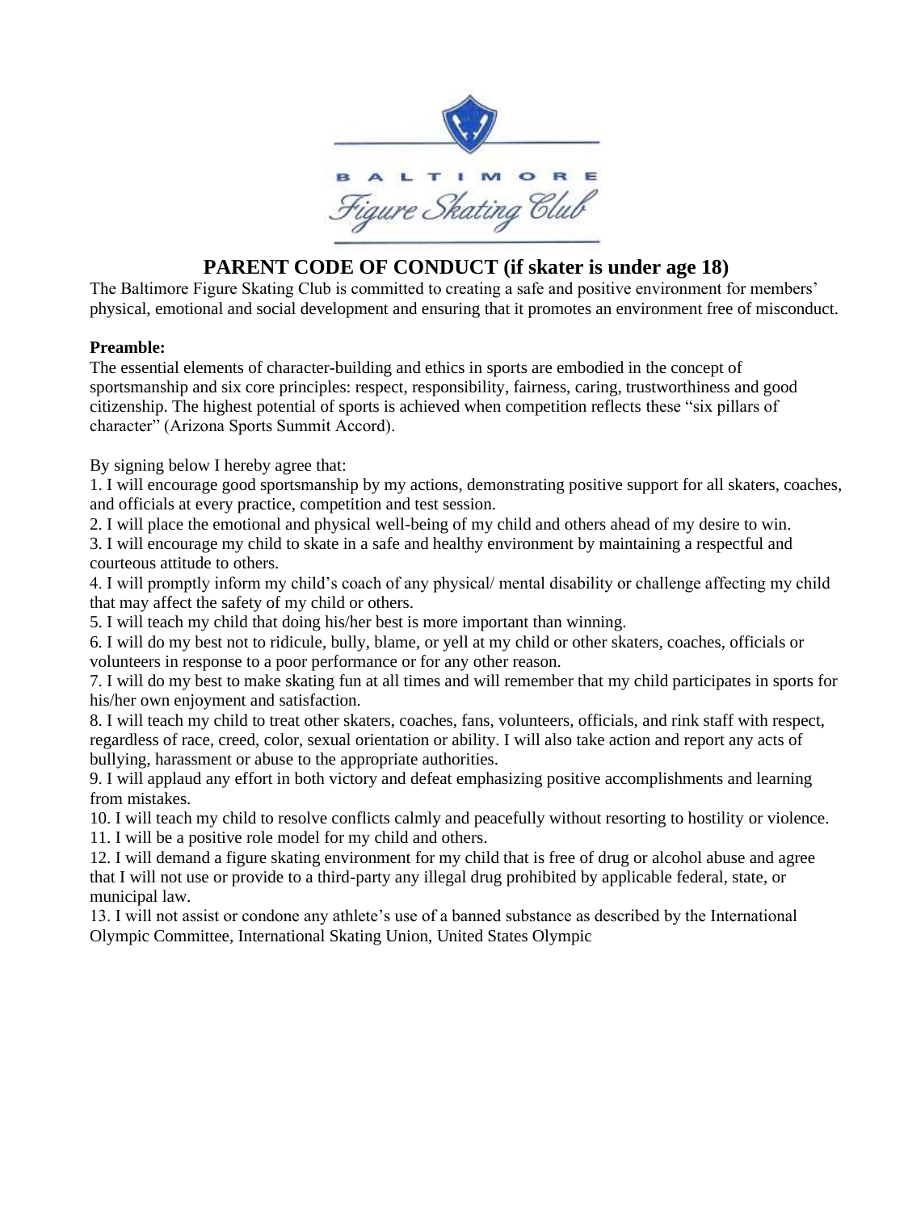BALTIMORE

*Figure Skating Club*

## PARENT CODE OF CONDUCT (if skater is under age 18)

The Baltimore Figure Skating Club is committed to creating a safe and positive environment for members' physical, emotional and social development and ensuring that it promotes an environment free of misconduct.

**Preamble:**

The essential elements of character-building and ethics in sports are embodied in the concept of sportsmanship and six core principles: respect, responsibility, fairness, caring, trustworthiness and good citizenship. The highest potential of sports is achieved when competition reflects these "six pillars of character" (Arizona Sports Summit Accord).

By signing below I hereby agree that:

1. I will encourage good sportsmanship by my actions, demonstrating positive support for all skaters, coaches, and officials at every practice, competition and test session.
2. I will place the emotional and physical well-being of my child and others ahead of my desire to win.
3. I will encourage my child to skate in a safe and healthy environment by maintaining a respectful and courteous attitude to others.
4. I will promptly inform my child's coach of any physical/ mental disability or challenge affecting my child that may affect the safety of my child or others.
5. I will teach my child that doing his/her best is more important than winning.
6. I will do my best not to ridicule, bully, blame, or yell at my child or other skaters, coaches, officials or volunteers in response to a poor performance or for any other reason.
7. I will do my best to make skating fun at all times and will remember that my child participates in sports for his/her own enjoyment and satisfaction.
8. I will teach my child to treat other skaters, coaches, fans, volunteers, officials, and rink staff with respect, regardless of race, creed, color, sexual orientation or ability. I will also take action and report any acts of bullying, harassment or abuse to the appropriate authorities.
9. I will applaud any effort in both victory and defeat emphasizing positive accomplishments and learning from mistakes.
10. I will teach my child to resolve conflicts calmly and peacefully without resorting to hostility or violence.
11. I will be a positive role model for my child and others.
12. I will demand a figure skating environment for my child that is free of drug or alcohol abuse and agree that I will not use or provide to a third-party any illegal drug prohibited by applicable federal, state, or municipal law.
13. I will not assist or condone any athlete's use of a banned substance as described by the International Olympic Committee, International Skating Union, United States Olympic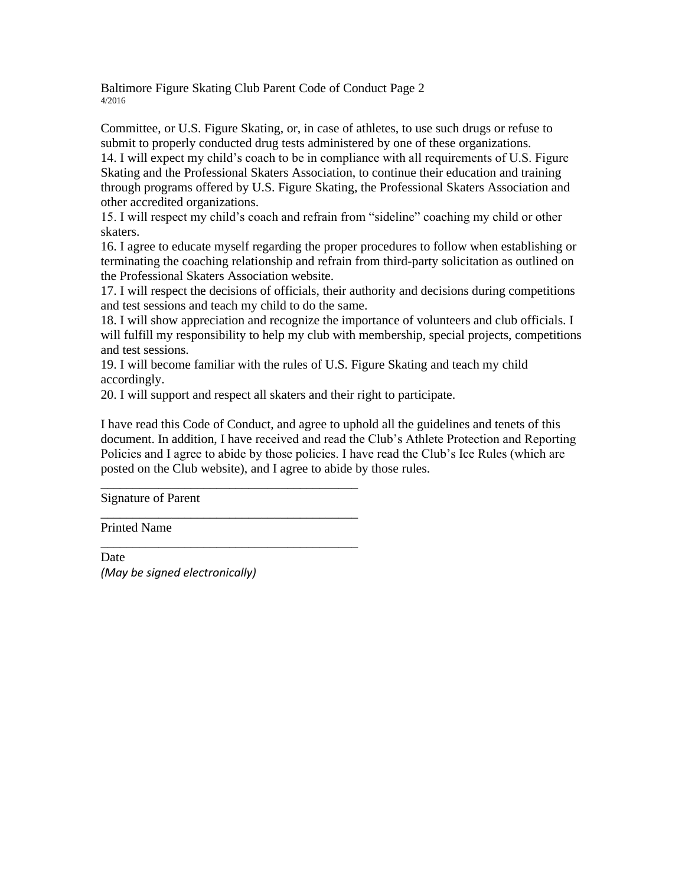Committee, or U.S. Figure Skating, or, in case of athletes, to use such drugs or refuse to submit to properly conducted drug tests administered by one of these organizations.

14. I will expect my child's coach to be in compliance with all requirements of U.S. Figure Skating and the Professional Skaters Association, to continue their education and training through programs offered by U.S. Figure Skating, the Professional Skaters Association and other accredited organizations.

15. I will respect my child's coach and refrain from "sideline" coaching my child or other skaters.

16. I agree to educate myself regarding the proper procedures to follow when establishing or terminating the coaching relationship and refrain from third-party solicitation as outlined on the Professional Skaters Association website.

17. I will respect the decisions of officials, their authority and decisions during competitions and test sessions and teach my child to do the same.

18. I will show appreciation and recognize the importance of volunteers and club officials. I will fulfill my responsibility to help my club with membership, special projects, competitions and test sessions.

19. I will become familiar with the rules of U.S. Figure Skating and teach my child accordingly.

20. I will support and respect all skaters and their right to participate.

I have read this Code of Conduct, and agree to uphold all the guidelines and tenets of this document. In addition, I have received and read the Club's Athlete Protection and Reporting Policies and I agree to abide by those policies. I have read the Club's Ice Rules (which are posted on the Club website), and I agree to abide by those rules.

________________________________________
Signature of Parent

________________________________________
Printed Name

________________________________________
Date

*(May be signed electronically)*